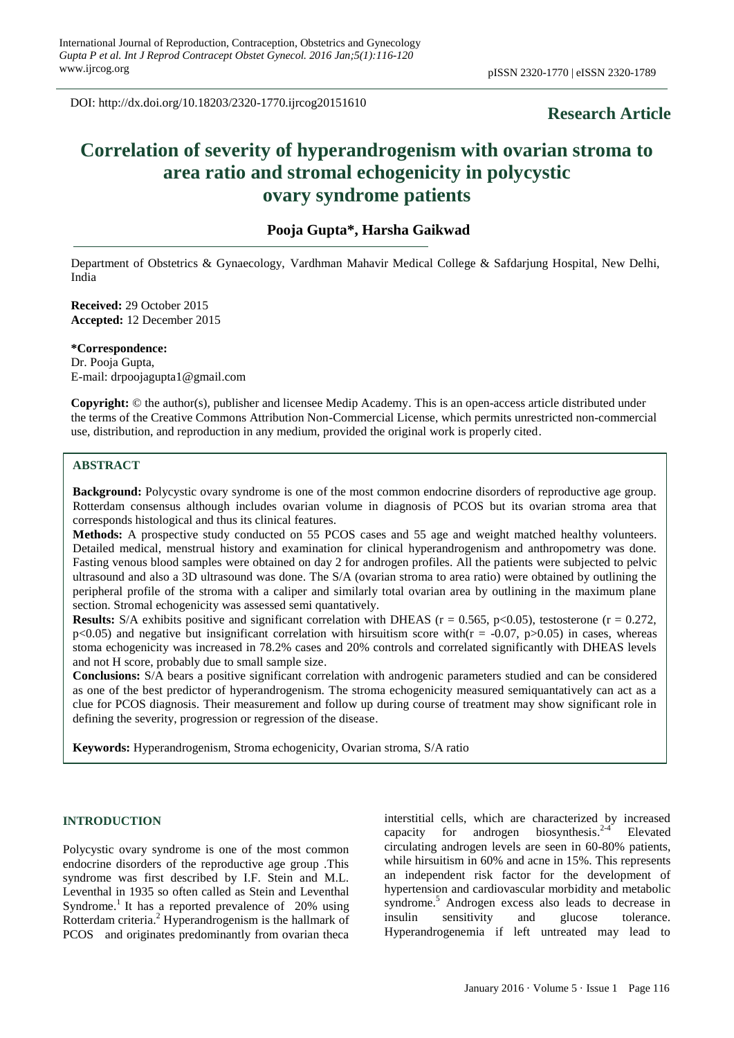DOI: http://dx.doi.org/10.18203/2320-1770.ijrcog20151610

**Research Article**

# Correlation of severity of hyperandrogenism with ovarian stroma to area ratio and stromal echogenicity in polycystic ovary syndrome patients

**Pooja Gupta\*, Harsha Gaikwad**

Department of Obstetrics & Gynaecology, Vardhman Mahavir Medical College & Safdarjung Hospital, New Delhi, India

**Received:** 29 October 2015
**Accepted:** 12 December 2015

**\*Correspondence:**
Dr. Pooja Gupta,
E-mail: drpoojagupta1@gmail.com

**Copyright:** © the author(s), publisher and licensee Medip Academy. This is an open-access article distributed under the terms of the Creative Commons Attribution Non-Commercial License, which permits unrestricted non-commercial use, distribution, and reproduction in any medium, provided the original work is properly cited.

## ABSTRACT

**Background:** Polycystic ovary syndrome is one of the most common endocrine disorders of reproductive age group. Rotterdam consensus although includes ovarian volume in diagnosis of PCOS but its ovarian stroma area that corresponds histological and thus its clinical features.

**Methods:** A prospective study conducted on 55 PCOS cases and 55 age and weight matched healthy volunteers. Detailed medical, menstrual history and examination for clinical hyperandrogenism and anthropometry was done. Fasting venous blood samples were obtained on day 2 for androgen profiles. All the patients were subjected to pelvic ultrasound and also a 3D ultrasound was done. The S/A (ovarian stroma to area ratio) were obtained by outlining the peripheral profile of the stroma with a caliper and similarly total ovarian area by outlining in the maximum plane section. Stromal echogenicity was assessed semi quantatively.

**Results:** S/A exhibits positive and significant correlation with DHEAS ($r = 0.565$, $p<0.05$), testosterone ($r = 0.272$, $p<0.05$) and negative but insignificant correlation with hirsuitism score with($r = -0.07$, $p>0.05$) in cases, whereas stoma echogenicity was increased in 78.2% cases and 20% controls and correlated significantly with DHEAS levels and not H score, probably due to small sample size.

**Conclusions:** S/A bears a positive significant correlation with androgenic parameters studied and can be considered as one of the best predictor of hyperandrogenism. The stroma echogenicity measured semiquantatively can act as a clue for PCOS diagnosis. Their measurement and follow up during course of treatment may show significant role in defining the severity, progression or regression of the disease.

**Keywords:** Hyperandrogenism, Stroma echogenicity, Ovarian stroma, S/A ratio

## INTRODUCTION

Polycystic ovary syndrome is one of the most common endocrine disorders of the reproductive age group .This syndrome was first described by I.F. Stein and M.L. Leventhal in 1935 so often called as Stein and Leventhal Syndrome.[1] It has a reported prevalence of 20% using Rotterdam criteria.[2] Hyperandrogenism is the hallmark of PCOS and originates predominantly from ovarian theca interstitial cells, which are characterized by increased capacity for androgen biosynthesis.[2-4] Elevated circulating androgen levels are seen in 60-80% patients, while hirsuitism in 60% and acne in 15%. This represents an independent risk factor for the development of hypertension and cardiovascular morbidity and metabolic syndrome.[5] Androgen excess also leads to decrease in insulin sensitivity and glucose tolerance. Hyperandrogenemia if left untreated may lead to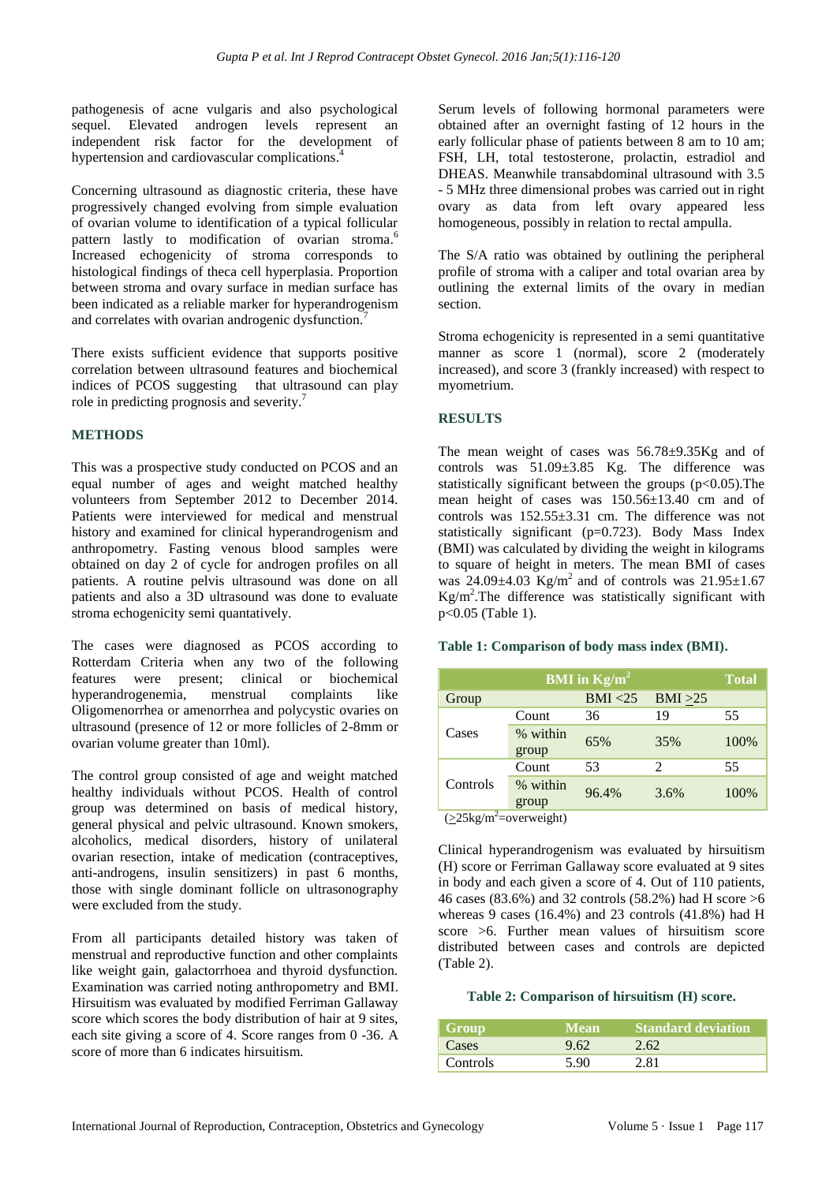pathogenesis of acne vulgaris and also psychological sequel. Elevated androgen levels represent an independent risk factor for the development of hypertension and cardiovascular complications.[4]

Concerning ultrasound as diagnostic criteria, these have progressively changed evolving from simple evaluation of ovarian volume to identification of a typical follicular pattern lastly to modification of ovarian stroma.[6] Increased echogenicity of stroma corresponds to histological findings of theca cell hyperplasia. Proportion between stroma and ovary surface in median surface has been indicated as a reliable marker for hyperandrogenism and correlates with ovarian androgenic dysfunction.[7]

There exists sufficient evidence that supports positive correlation between ultrasound features and biochemical indices of PCOS suggesting that ultrasound can play role in predicting prognosis and severity.[7]

## METHODS

This was a prospective study conducted on PCOS and an equal number of ages and weight matched healthy volunteers from September 2012 to December 2014. Patients were interviewed for medical and menstrual history and examined for clinical hyperandrogenism and anthropometry. Fasting venous blood samples were obtained on day 2 of cycle for androgen profiles on all patients. A routine pelvis ultrasound was done on all patients and also a 3D ultrasound was done to evaluate stroma echogenicity semi quantatively.

The cases were diagnosed as PCOS according to Rotterdam Criteria when any two of the following features were present; clinical or biochemical hyperandrogenemia, menstrual complaints like Oligomenorrhea or amenorrhea and polycystic ovaries on ultrasound (presence of 12 or more follicles of 2-8mm or ovarian volume greater than 10ml).

The control group consisted of age and weight matched healthy individuals without PCOS. Health of control group was determined on basis of medical history, general physical and pelvic ultrasound. Known smokers, alcoholics, medical disorders, history of unilateral ovarian resection, intake of medication (contraceptives, anti-androgens, insulin sensitizers) in past 6 months, those with single dominant follicle on ultrasonography were excluded from the study.

From all participants detailed history was taken of menstrual and reproductive function and other complaints like weight gain, galactorrhoea and thyroid dysfunction. Examination was carried noting anthropometry and BMI. Hirsuitism was evaluated by modified Ferriman Gallaway score which scores the body distribution of hair at 9 sites, each site giving a score of 4. Score ranges from 0 -36. A score of more than 6 indicates hirsuitism.

Serum levels of following hormonal parameters were obtained after an overnight fasting of 12 hours in the early follicular phase of patients between 8 am to 10 am; FSH, LH, total testosterone, prolactin, estradiol and DHEAS. Meanwhile transabdominal ultrasound with 3.5 - 5 MHz three dimensional probes was carried out in right ovary as data from left ovary appeared less homogeneous, possibly in relation to rectal ampulla.

The S/A ratio was obtained by outlining the peripheral profile of stroma with a caliper and total ovarian area by outlining the external limits of the ovary in median section.

Stroma echogenicity is represented in a semi quantitative manner as score 1 (normal), score 2 (moderately increased), and score 3 (frankly increased) with respect to myometrium.

## RESULTS

The mean weight of cases was 56.78±9.35Kg and of controls was 51.09±3.85 Kg. The difference was statistically significant between the groups ($p<0.05$).The mean height of cases was 150.56±13.40 cm and of controls was 152.55±3.31 cm. The difference was not statistically significant ($p=0.723$). Body Mass Index (BMI) was calculated by dividing the weight in kilograms to square of height in meters. The mean BMI of cases was 24.09±4.03 Kg/m$^2$ and of controls was 21.95±1.67 Kg/m$^2$.The difference was statistically significant with $p<0.05$ (Table 1).

**Table 1: Comparison of body mass index (BMI).**

| | | BMI in Kg/m$^2$ | | Total |
|---|---|---|---|---|
| Group | | BMI <25 | BMI ≥25 | |
| Cases | Count | 36 | 19 | 55 |
| | % within group | 65% | 35% | 100% |
| Controls | Count | 53 | 2 | 55 |
| | % within group | 96.4% | 3.6% | 100% |

(≥25kg/m$^2$=overweight)

Clinical hyperandrogenism was evaluated by hirsuitism (H) score or Ferriman Gallaway score evaluated at 9 sites in body and each given a score of 4. Out of 110 patients, 46 cases (83.6%) and 32 controls (58.2%) had H score >6 whereas 9 cases (16.4%) and 23 controls (41.8%) had H score >6. Further mean values of hirsuitism score distributed between cases and controls are depicted (Table 2).

**Table 2: Comparison of hirsuitism (H) score.**

| Group | Mean | Standard deviation |
|---|---|---|
| Cases | 9.62 | 2.62 |
| Controls | 5.90 | 2.81 |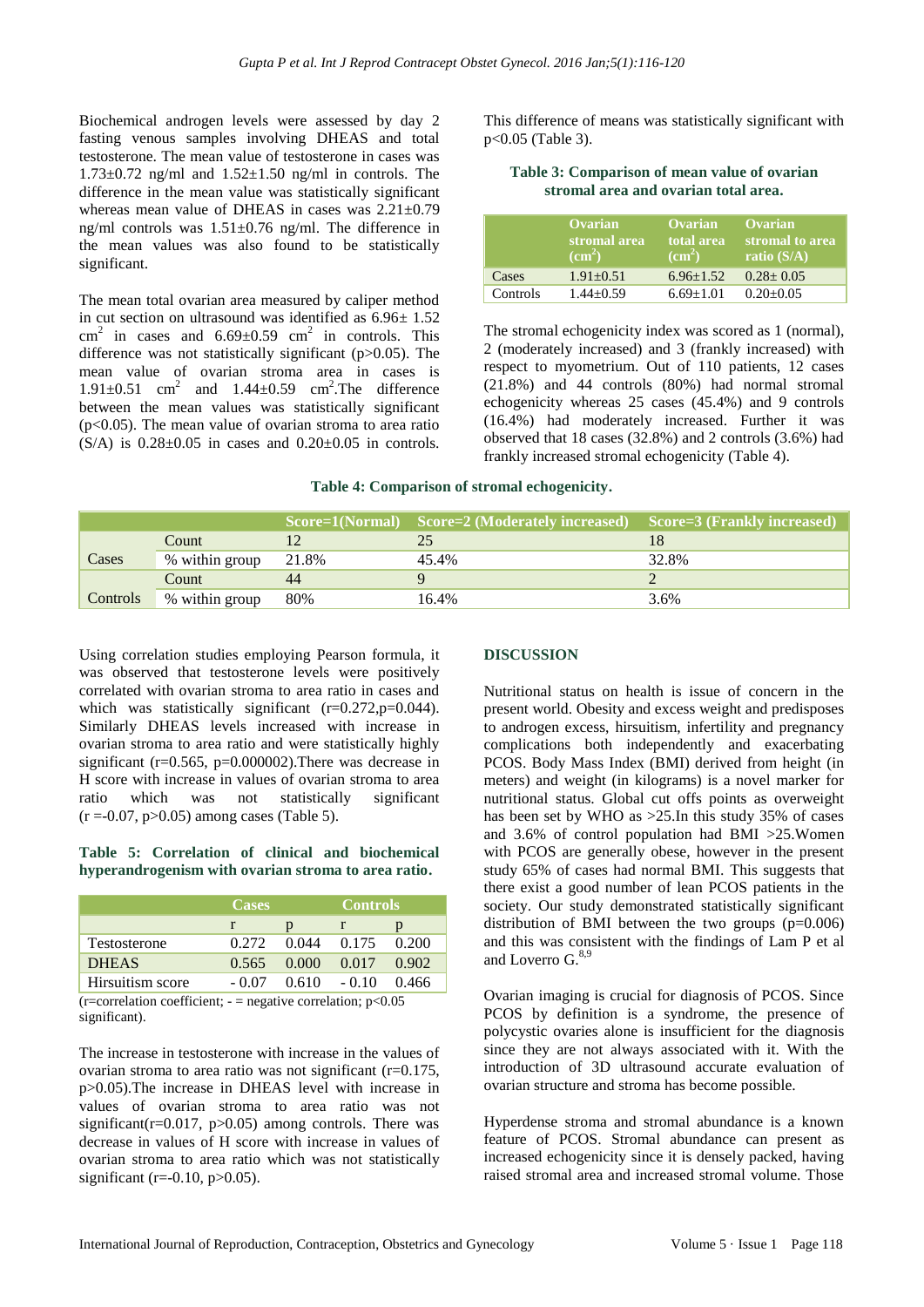Biochemical androgen levels were assessed by day 2 fasting venous samples involving DHEAS and total testosterone. The mean value of testosterone in cases was 1.73±0.72 ng/ml and 1.52±1.50 ng/ml in controls. The difference in the mean value was statistically significant whereas mean value of DHEAS in cases was 2.21±0.79 ng/ml controls was 1.51±0.76 ng/ml. The difference in the mean values was also found to be statistically significant.

The mean total ovarian area measured by caliper method in cut section on ultrasound was identified as 6.96± 1.52 $cm^2$ in cases and 6.69±0.59 $cm^2$ in controls. This difference was not statistically significant ($p>0.05$). The mean value of ovarian stroma area in cases is 1.91±0.51 $cm^2$ and 1.44±0.59 $cm^2$. The difference between the mean values was statistically significant ($p<0.05$). The mean value of ovarian stroma to area ratio (S/A) is 0.28±0.05 in cases and 0.20±0.05 in controls. This difference of means was statistically significant with $p<0.05$ (Table 3).

**Table 3: Comparison of mean value of ovarian stromal area and ovarian total area.**

| | Ovarian stromal area ($cm^2$) | Ovarian total area ($cm^2$) | Ovarian stromal to area ratio (S/A) |
|---|---|---|---|
| Cases | 1.91±0.51 | 6.96±1.52 | 0.28± 0.05 |
| Controls | 1.44±0.59 | 6.69±1.01 | 0.20±0.05 |

The stromal echogenicity index was scored as 1 (normal), 2 (moderately increased) and 3 (frankly increased) with respect to myometrium. Out of 110 patients, 12 cases (21.8%) and 44 controls (80%) had normal stromal echogenicity whereas 25 cases (45.4%) and 9 controls (16.4%) had moderately increased. Further it was observed that 18 cases (32.8%) and 2 controls (3.6%) had frankly increased stromal echogenicity (Table 4).

**Table 4: Comparison of stromal echogenicity.**

| | | Score=1(Normal) | Score=2 (Moderately increased) | Score=3 (Frankly increased) |
|---|---|---|---|---|
| Cases | Count | 12 | 25 | 18 |
| | % within group | 21.8% | 45.4% | 32.8% |
| Controls | Count | 44 | 9 | 2 |
| | % within group | 80% | 16.4% | 3.6% |

Using correlation studies employing Pearson formula, it was observed that testosterone levels were positively correlated with ovarian stroma to area ratio in cases and which was statistically significant ($r=0.272, p=0.044$). Similarly DHEAS levels increased with increase in ovarian stroma to area ratio and were statistically highly significant ($r=0.565$, $p=0.000002$). There was decrease in H score with increase in values of ovarian stroma to area ratio which was not statistically significant ($r = -0.07$, $p>0.05$) among cases (Table 5).

**Table 5: Correlation of clinical and biochemical hyperandrogenism with ovarian stroma to area ratio.**

| | Cases | | Controls | |
|---|---|---|---|---|
| | r | p | r | p |
| Testosterone | 0.272 | 0.044 | 0.175 | 0.200 |
| DHEAS | 0.565 | 0.000 | 0.017 | 0.902 |
| Hirsuitism score | - 0.07 | 0.610 | - 0.10 | 0.466 |

(r=correlation coefficient; - = negative correlation; $p<0.05$ significant).

The increase in testosterone with increase in the values of ovarian stroma to area ratio was not significant ($r=0.175$, $p>0.05$). The increase in DHEAS level with increase in values of ovarian stroma to area ratio was not significant($r=0.017$, $p>0.05$) among controls. There was decrease in values of H score with increase in values of ovarian stroma to area ratio which was not statistically significant ($r=-0.10$, $p>0.05$).

## DISCUSSION

Nutritional status on health is issue of concern in the present world. Obesity and excess weight and predisposes to androgen excess, hirsuitism, infertility and pregnancy complications both independently and exacerbating PCOS. Body Mass Index (BMI) derived from height (in meters) and weight (in kilograms) is a novel marker for nutritional status. Global cut offs points as overweight has been set by WHO as >25.In this study 35% of cases and 3.6% of control population had BMI >25.Women with PCOS are generally obese, however in the present study 65% of cases had normal BMI. This suggests that there exist a good number of lean PCOS patients in the society. Our study demonstrated statistically significant distribution of BMI between the two groups ($p=0.006$) and this was consistent with the findings of Lam P et al and Loverro G.[8,9]

Ovarian imaging is crucial for diagnosis of PCOS. Since PCOS by definition is a syndrome, the presence of polycystic ovaries alone is insufficient for the diagnosis since they are not always associated with it. With the introduction of 3D ultrasound accurate evaluation of ovarian structure and stroma has become possible.

Hyperdense stroma and stromal abundance is a known feature of PCOS. Stromal abundance can present as increased echogenicity since it is densely packed, having raised stromal area and increased stromal volume. Those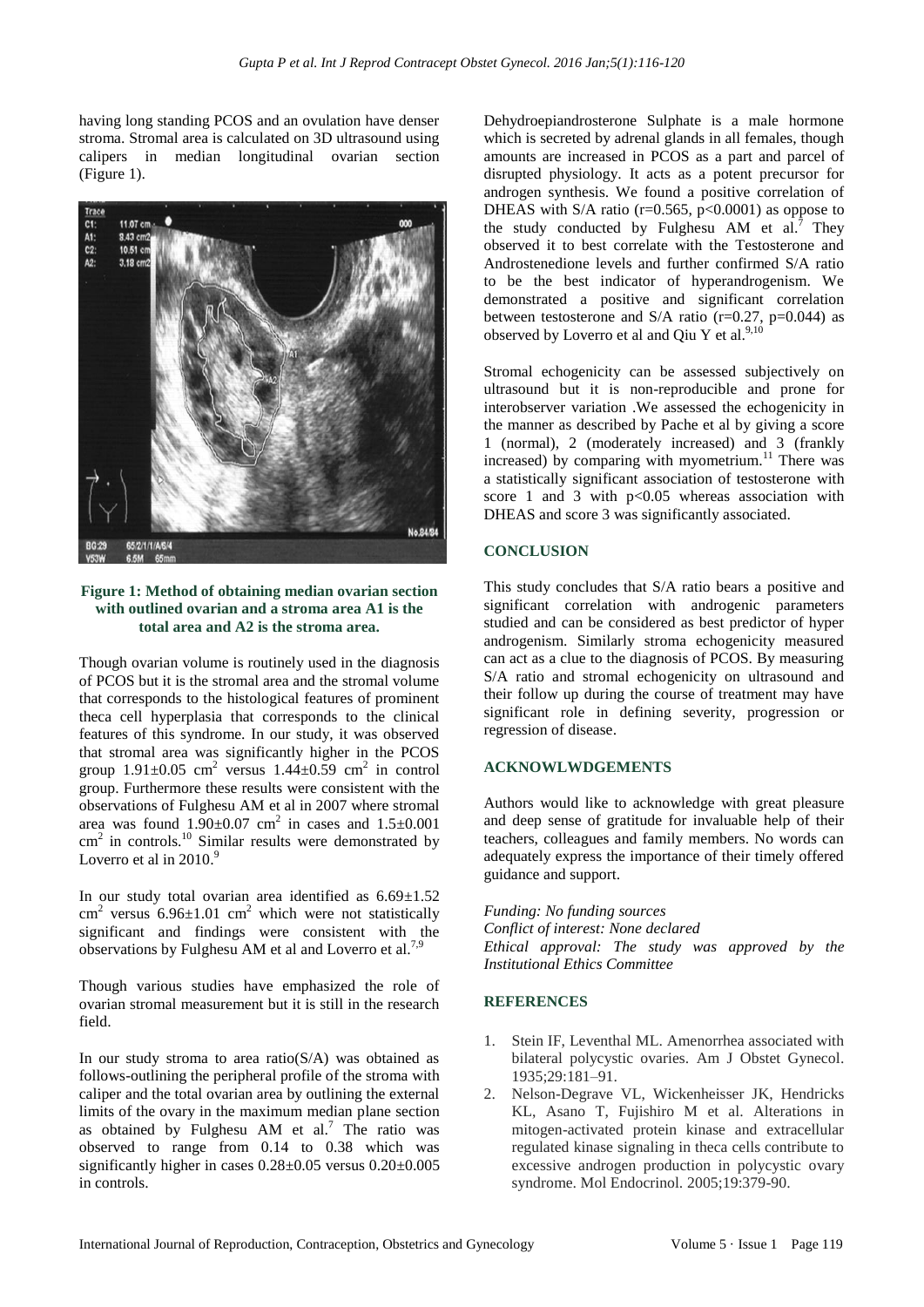having long standing PCOS and an ovulation have denser stroma. Stromal area is calculated on 3D ultrasound using calipers in median longitudinal ovarian section (Figure 1).

**Figure 1: Method of obtaining median ovarian section with outlined ovarian and a stroma area A1 is the total area and A2 is the stroma area.**

Though ovarian volume is routinely used in the diagnosis of PCOS but it is the stromal area and the stromal volume that corresponds to the histological features of prominent theca cell hyperplasia that corresponds to the clinical features of this syndrome. In our study, it was observed that stromal area was significantly higher in the PCOS group $1.91 \pm 0.05$ cm$^2$ versus $1.44 \pm 0.59$ cm$^2$ in control group. Furthermore these results were consistent with the observations of Fulghesu AM et al in 2007 where stromal area was found $1.90 \pm 0.07$ cm$^2$ in cases and $1.5 \pm 0.001$ cm$^2$ in controls.[10] Similar results were demonstrated by Loverro et al in 2010.[9]

In our study total ovarian area identified as $6.69 \pm 1.52$ cm$^2$ versus $6.96 \pm 1.01$ cm$^2$ which were not statistically significant and findings were consistent with the observations by Fulghesu AM et al and Loverro et al.[7,9]

Though various studies have emphasized the role of ovarian stromal measurement but it is still in the research field.

In our study stroma to area ratio(S/A) was obtained as follows-outlining the peripheral profile of the stroma with caliper and the total ovarian area by outlining the external limits of the ovary in the maximum median plane section as obtained by Fulghesu AM et al.[7] The ratio was observed to range from 0.14 to 0.38 which was significantly higher in cases $0.28 \pm 0.05$ versus $0.20 \pm 0.005$ in controls.

Dehydroepiandrosterone Sulphate is a male hormone which is secreted by adrenal glands in all females, though amounts are increased in PCOS as a part and parcel of disrupted physiology. It acts as a potent precursor for androgen synthesis. We found a positive correlation of DHEAS with S/A ratio ($r=0.565$, $p<0.0001$) as oppose to the study conducted by Fulghesu AM et al.[7] They observed it to best correlate with the Testosterone and Androstenedione levels and further confirmed S/A ratio to be the best indicator of hyperandrogenism. We demonstrated a positive and significant correlation between testosterone and S/A ratio ($r=0.27$, $p=0.044$) as observed by Loverro et al and Qiu Y et al.[9,10]

Stromal echogenicity can be assessed subjectively on ultrasound but it is non-reproducible and prone for interobserver variation .We assessed the echogenicity in the manner as described by Pache et al by giving a score 1 (normal), 2 (moderately increased) and 3 (frankly increased) by comparing with myometrium.[11] There was a statistically significant association of testosterone with score 1 and 3 with $p<0.05$ whereas association with DHEAS and score 3 was significantly associated.

## CONCLUSION

This study concludes that S/A ratio bears a positive and significant correlation with androgenic parameters studied and can be considered as best predictor of hyper androgenism. Similarly stroma echogenicity measured can act as a clue to the diagnosis of PCOS. By measuring S/A ratio and stromal echogenicity on ultrasound and their follow up during the course of treatment may have significant role in defining severity, progression or regression of disease.

## ACKNOWLWDGEMENTS

Authors would like to acknowledge with great pleasure and deep sense of gratitude for invaluable help of their teachers, colleagues and family members. No words can adequately express the importance of their timely offered guidance and support.

*Funding: No funding sources*
*Conflict of interest: None declared*
*Ethical approval: The study was approved by the Institutional Ethics Committee*

## REFERENCES

1. Stein IF, Leventhal ML. Amenorrhea associated with bilateral polycystic ovaries. Am J Obstet Gynecol. 1935;29:181–91.
2. Nelson-Degrave VL, Wickenheisser JK, Hendricks KL, Asano T, Fujishiro M et al. Alterations in mitogen-activated protein kinase and extracellular regulated kinase signaling in theca cells contribute to excessive androgen production in polycystic ovary syndrome. Mol Endocrinol. 2005;19:379-90.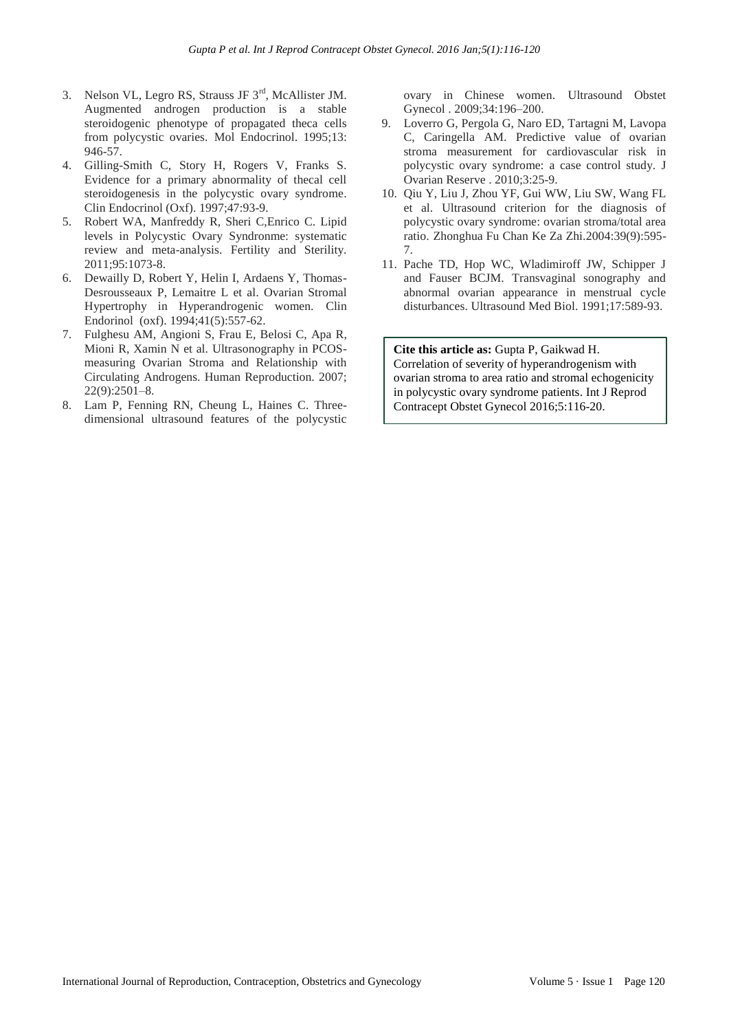3. Nelson VL, Legro RS, Strauss JF 3[rd], McAllister JM. Augmented androgen production is a stable steroidogenic phenotype of propagated theca cells from polycystic ovaries. Mol Endocrinol. 1995;13: 946-57.
4. Gilling-Smith C, Story H, Rogers V, Franks S. Evidence for a primary abnormality of thecal cell steroidogenesis in the polycystic ovary syndrome. Clin Endocrinol (Oxf). 1997;47:93-9.
5. Robert WA, Manfreddy R, Sheri C,Enrico C. Lipid levels in Polycystic Ovary Syndronme: systematic review and meta-analysis. Fertility and Sterility. 2011;95:1073-8.
6. Dewailly D, Robert Y, Helin I, Ardaens Y, Thomas-Desrousseaux P, Lemaitre L et al. Ovarian Stromal Hypertrophy in Hyperandrogenic women. Clin Endorinol (oxf). 1994;41(5):557-62.
7. Fulghesu AM, Angioni S, Frau E, Belosi C, Apa R, Mioni R, Xamin N et al. Ultrasonography in PCOS-measuring Ovarian Stroma and Relationship with Circulating Androgens. Human Reproduction. 2007; 22(9):2501–8.
8. Lam P, Fenning RN, Cheung L, Haines C. Three-dimensional ultrasound features of the polycystic ovary in Chinese women. Ultrasound Obstet Gynecol . 2009;34:196–200.
9. Loverro G, Pergola G, Naro ED, Tartagni M, Lavopa C, Caringella AM. Predictive value of ovarian stroma measurement for cardiovascular risk in polycystic ovary syndrome: a case control study. J Ovarian Reserve . 2010;3:25-9.
10. Qiu Y, Liu J, Zhou YF, Gui WW, Liu SW, Wang FL et al. Ultrasound criterion for the diagnosis of polycystic ovary syndrome: ovarian stroma/total area ratio. Zhonghua Fu Chan Ke Za Zhi.2004:39(9):595-7.
11. Pache TD, Hop WC, Wladimiroff JW, Schipper J and Fauser BCJM. Transvaginal sonography and abnormal ovarian appearance in menstrual cycle disturbances. Ultrasound Med Biol. 1991;17:589-93.

**Cite this article as:** Gupta P, Gaikwad H. Correlation of severity of hyperandrogenism with ovarian stroma to area ratio and stromal echogenicity in polycystic ovary syndrome patients. Int J Reprod Contracept Obstet Gynecol 2016;5:116-20.